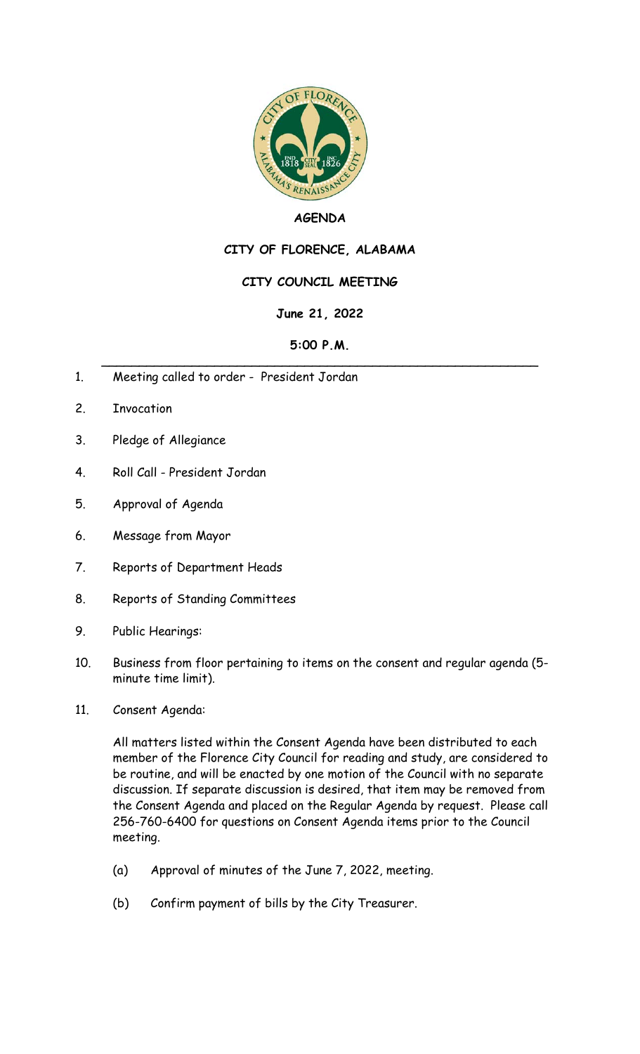**AGENDA**

**CITY OF FLORENCE, ALABAMA**

**CITY COUNCIL MEETING**

**June 21, 2022**

**5:00 P.M.**

---

1. Meeting called to order - President Jordan

2. Invocation

3. Pledge of Allegiance

4. Roll Call - President Jordan

5. Approval of Agenda

6. Message from Mayor

7. Reports of Department Heads

8. Reports of Standing Committees

9. Public Hearings:

10. Business from floor pertaining to items on the consent and regular agenda (5-minute time limit).

11. Consent Agenda:

    All matters listed within the Consent Agenda have been distributed to each member of the Florence City Council for reading and study, are considered to be routine, and will be enacted by one motion of the Council with no separate discussion. If separate discussion is desired, that item may be removed from the Consent Agenda and placed on the Regular Agenda by request. Please call 256-760-6400 for questions on Consent Agenda items prior to the Council meeting.

    (a) Approval of minutes of the June 7, 2022, meeting.

    (b) Confirm payment of bills by the City Treasurer.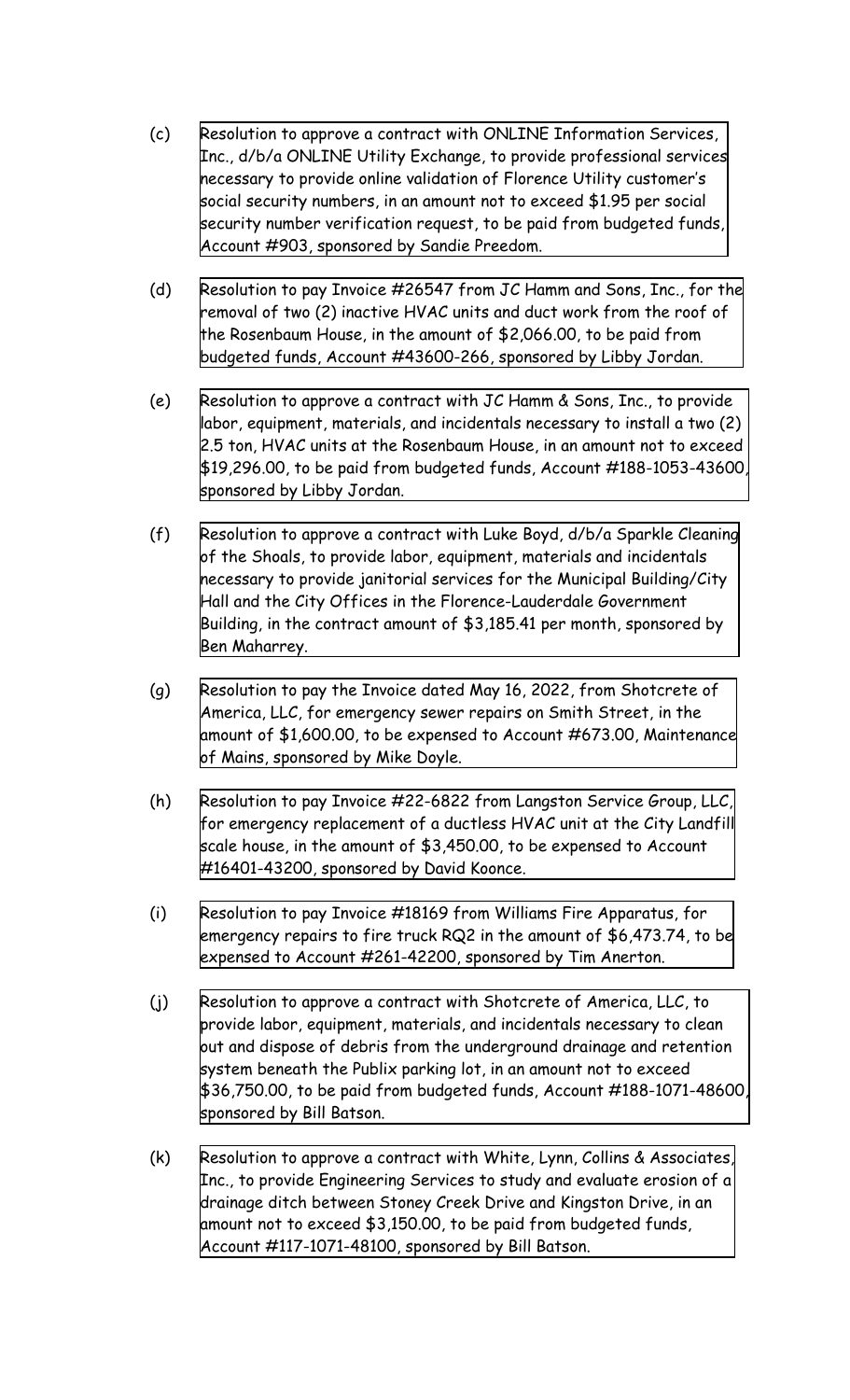(c) Resolution to approve a contract with ONLINE Information Services, Inc., d/b/a ONLINE Utility Exchange, to provide professional services necessary to provide online validation of Florence Utility customer's social security numbers, in an amount not to exceed $1.95 per social security number verification request, to be paid from budgeted funds, Account #903, sponsored by Sandie Preedom.

(d) Resolution to pay Invoice #26547 from JC Hamm and Sons, Inc., for the removal of two (2) inactive HVAC units and duct work from the roof of the Rosenbaum House, in the amount of $2,066.00, to be paid from budgeted funds, Account #43600-266, sponsored by Libby Jordan.

(e) Resolution to approve a contract with JC Hamm & Sons, Inc., to provide labor, equipment, materials, and incidentals necessary to install a two (2) 2.5 ton, HVAC units at the Rosenbaum House, in an amount not to exceed $19,296.00, to be paid from budgeted funds, Account #188-1053-43600, sponsored by Libby Jordan.

(f) Resolution to approve a contract with Luke Boyd, d/b/a Sparkle Cleaning of the Shoals, to provide labor, equipment, materials and incidentals necessary to provide janitorial services for the Municipal Building/City Hall and the City Offices in the Florence-Lauderdale Government Building, in the contract amount of $3,185.41 per month, sponsored by Ben Maharrey.

(g) Resolution to pay the Invoice dated May 16, 2022, from Shotcrete of America, LLC, for emergency sewer repairs on Smith Street, in the amount of $1,600.00, to be expensed to Account #673.00, Maintenance of Mains, sponsored by Mike Doyle.

(h) Resolution to pay Invoice #22-6822 from Langston Service Group, LLC, for emergency replacement of a ductless HVAC unit at the City Landfill scale house, in the amount of $3,450.00, to be expensed to Account #16401-43200, sponsored by David Koonce.

(i) Resolution to pay Invoice #18169 from Williams Fire Apparatus, for emergency repairs to fire truck RQ2 in the amount of $6,473.74, to be expensed to Account #261-42200, sponsored by Tim Anerton.

(j) Resolution to approve a contract with Shotcrete of America, LLC, to provide labor, equipment, materials, and incidentals necessary to clean out and dispose of debris from the underground drainage and retention system beneath the Publix parking lot, in an amount not to exceed $36,750.00, to be paid from budgeted funds, Account #188-1071-48600, sponsored by Bill Batson.

(k) Resolution to approve a contract with White, Lynn, Collins & Associates, Inc., to provide Engineering Services to study and evaluate erosion of a drainage ditch between Stoney Creek Drive and Kingston Drive, in an amount not to exceed $3,150.00, to be paid from budgeted funds, Account #117-1071-48100, sponsored by Bill Batson.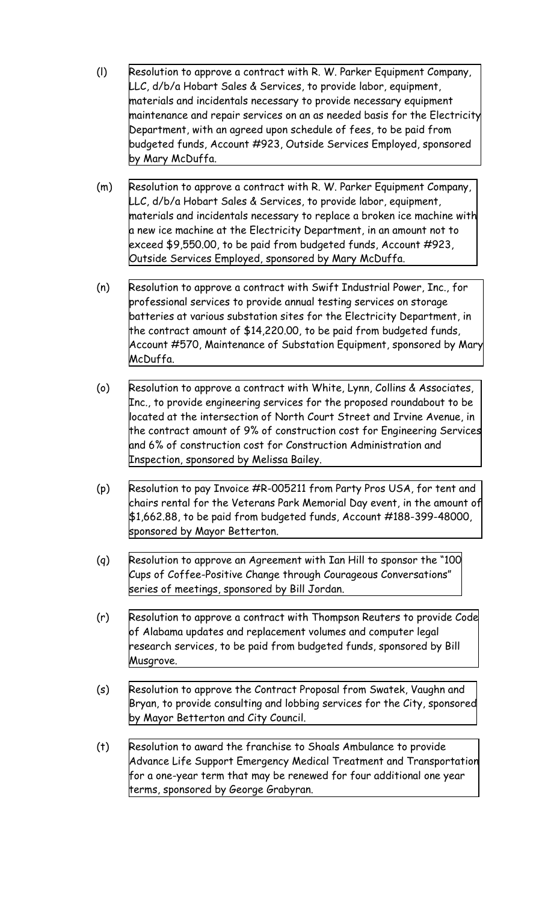(l) Resolution to approve a contract with R. W. Parker Equipment Company, LLC, d/b/a Hobart Sales & Services, to provide labor, equipment, materials and incidentals necessary to provide necessary equipment maintenance and repair services on an as needed basis for the Electricity Department, with an agreed upon schedule of fees, to be paid from budgeted funds, Account #923, Outside Services Employed, sponsored by Mary McDuffa.

(m) Resolution to approve a contract with R. W. Parker Equipment Company, LLC, d/b/a Hobart Sales & Services, to provide labor, equipment, materials and incidentals necessary to replace a broken ice machine with a new ice machine at the Electricity Department, in an amount not to exceed $9,550.00, to be paid from budgeted funds, Account #923, Outside Services Employed, sponsored by Mary McDuffa.

(n) Resolution to approve a contract with Swift Industrial Power, Inc., for professional services to provide annual testing services on storage batteries at various substation sites for the Electricity Department, in the contract amount of $14,220.00, to be paid from budgeted funds, Account #570, Maintenance of Substation Equipment, sponsored by Mary McDuffa.

(o) Resolution to approve a contract with White, Lynn, Collins & Associates, Inc., to provide engineering services for the proposed roundabout to be located at the intersection of North Court Street and Irvine Avenue, in the contract amount of 9% of construction cost for Engineering Services and 6% of construction cost for Construction Administration and Inspection, sponsored by Melissa Bailey.

(p) Resolution to pay Invoice #R-005211 from Party Pros USA, for tent and chairs rental for the Veterans Park Memorial Day event, in the amount of $1,662.88, to be paid from budgeted funds, Account #188-399-48000, sponsored by Mayor Betterton.

(q) Resolution to approve an Agreement with Ian Hill to sponsor the "100 Cups of Coffee-Positive Change through Courageous Conversations" series of meetings, sponsored by Bill Jordan.

(r) Resolution to approve a contract with Thompson Reuters to provide Code of Alabama updates and replacement volumes and computer legal research services, to be paid from budgeted funds, sponsored by Bill Musgrove.

(s) Resolution to approve the Contract Proposal from Swatek, Vaughn and Bryan, to provide consulting and lobbing services for the City, sponsored by Mayor Betterton and City Council.

(t) Resolution to award the franchise to Shoals Ambulance to provide Advance Life Support Emergency Medical Treatment and Transportation for a one-year term that may be renewed for four additional one year terms, sponsored by George Grabyran.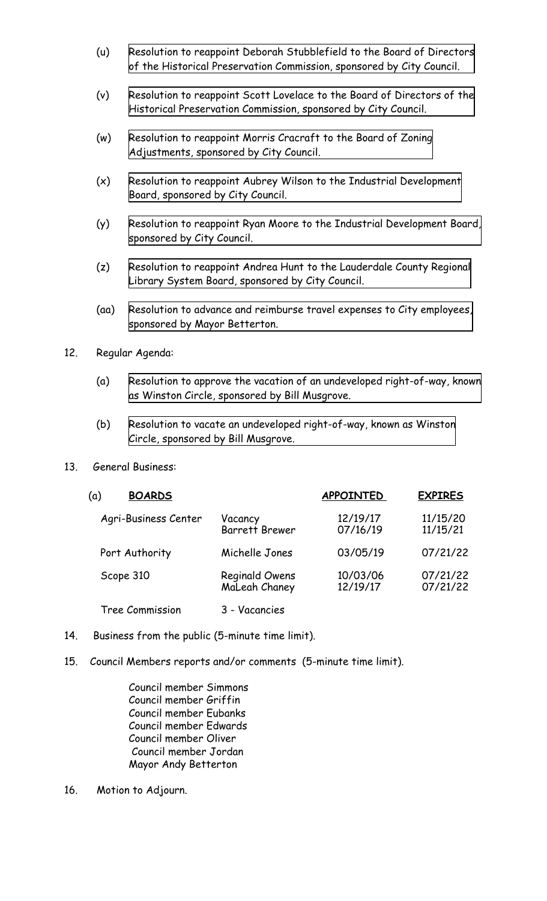(u) Resolution to reappoint Deborah Stubblefield to the Board of Directors of the Historical Preservation Commission, sponsored by City Council.

(v) Resolution to reappoint Scott Lovelace to the Board of Directors of the Historical Preservation Commission, sponsored by City Council.

(w) Resolution to reappoint Morris Cracraft to the Board of Zoning Adjustments, sponsored by City Council.

(x) Resolution to reappoint Aubrey Wilson to the Industrial Development Board, sponsored by City Council.

(y) Resolution to reappoint Ryan Moore to the Industrial Development Board, sponsored by City Council.

(z) Resolution to reappoint Andrea Hunt to the Lauderdale County Regional Library System Board, sponsored by City Council.

(aa) Resolution to advance and reimburse travel expenses to City employees, sponsored by Mayor Betterton.

12. Regular Agenda:

(a) Resolution to approve the vacation of an undeveloped right-of-way, known as Winston Circle, sponsored by Bill Musgrove.

(b) Resolution to vacate an undeveloped right-of-way, known as Winston Circle, sponsored by Bill Musgrove.

13. General Business:

| (a) **BOARDS** | | **APPOINTED** | **EXPIRES** |
|---|---|---|---|
| Agri-Business Center | Vacancy | 12/19/17 | 11/15/20 |
| | Barrett Brewer | 07/16/19 | 11/15/21 |
| Port Authority | Michelle Jones | 03/05/19 | 07/21/22 |
| Scope 310 | Reginald Owens | 10/03/06 | 07/21/22 |
| | MaLeah Chaney | 12/19/17 | 07/21/22 |
| Tree Commission | 3 - Vacancies | | |

14. Business from the public (5-minute time limit).

15. Council Members reports and/or comments (5-minute time limit).

Council member Simmons
Council member Griffin
Council member Eubanks
Council member Edwards
Council member Oliver
Council member Jordan
Mayor Andy Betterton

16. Motion to Adjourn.